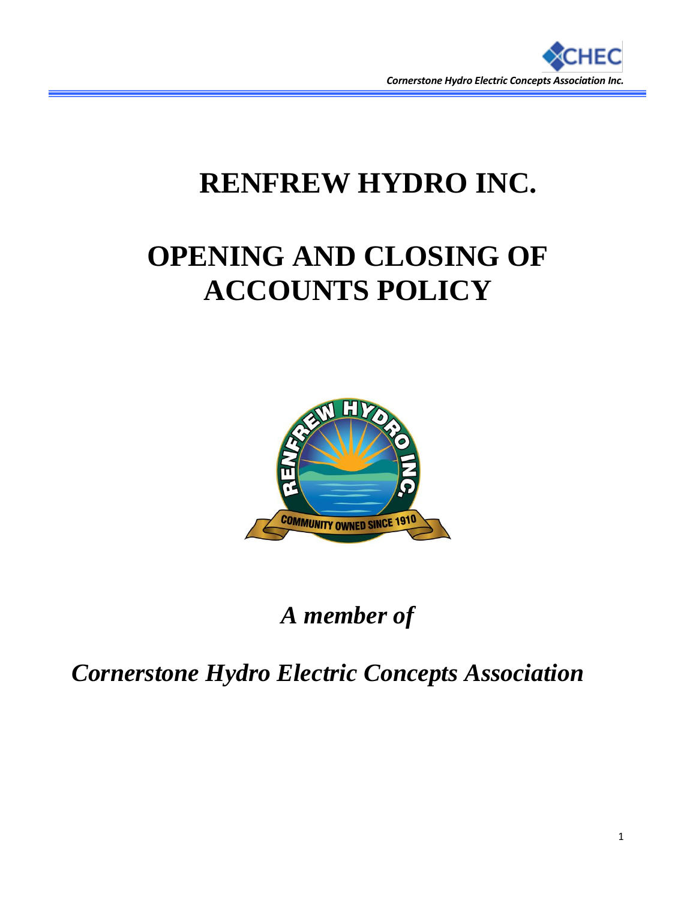# RENFREW HYDRO INC.

# OPENING AND CLOSING OF ACCOUNTS POLICY

*A member of*

*Cornerstone Hydro Electric Concepts Association*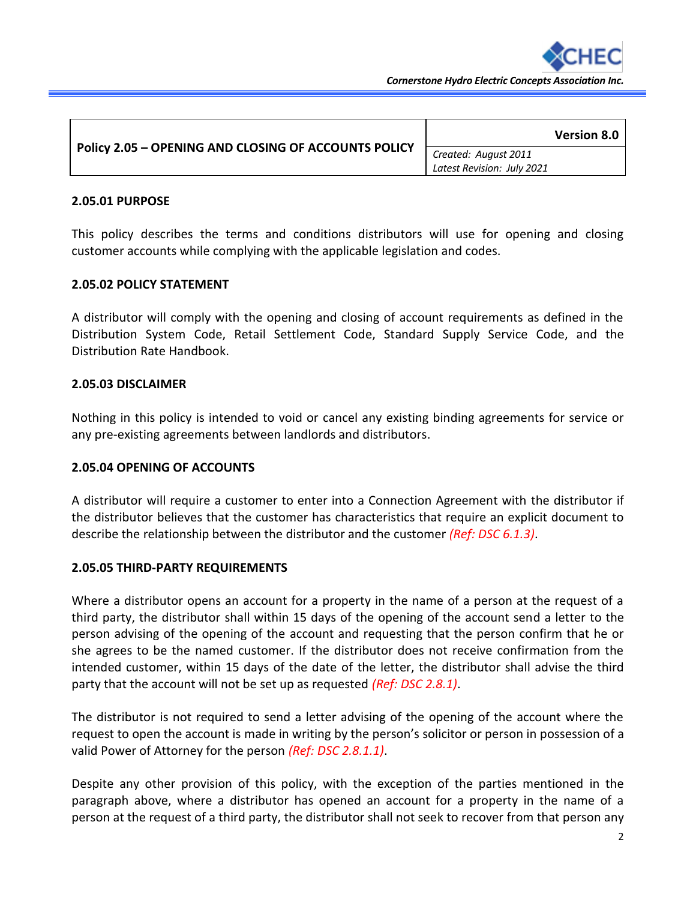| Policy 2.05 – OPENING AND CLOSING OF ACCOUNTS POLICY | Version 8.0 |
|---|---|
| | *Created: August 2011*<br>*Latest Revision: July 2021* |

**2.05.01 PURPOSE**

This policy describes the terms and conditions distributors will use for opening and closing customer accounts while complying with the applicable legislation and codes.

**2.05.02 POLICY STATEMENT**

A distributor will comply with the opening and closing of account requirements as defined in the Distribution System Code, Retail Settlement Code, Standard Supply Service Code, and the Distribution Rate Handbook.

**2.05.03 DISCLAIMER**

Nothing in this policy is intended to void or cancel any existing binding agreements for service or any pre-existing agreements between landlords and distributors.

**2.05.04 OPENING OF ACCOUNTS**

A distributor will require a customer to enter into a Connection Agreement with the distributor if the distributor believes that the customer has characteristics that require an explicit document to describe the relationship between the distributor and the customer *(Ref: DSC 6.1.3)*.

**2.05.05 THIRD-PARTY REQUIREMENTS**

Where a distributor opens an account for a property in the name of a person at the request of a third party, the distributor shall within 15 days of the opening of the account send a letter to the person advising of the opening of the account and requesting that the person confirm that he or she agrees to be the named customer. If the distributor does not receive confirmation from the intended customer, within 15 days of the date of the letter, the distributor shall advise the third party that the account will not be set up as requested *(Ref: DSC 2.8.1)*.

The distributor is not required to send a letter advising of the opening of the account where the request to open the account is made in writing by the person's solicitor or person in possession of a valid Power of Attorney for the person *(Ref: DSC 2.8.1.1)*.

Despite any other provision of this policy, with the exception of the parties mentioned in the paragraph above, where a distributor has opened an account for a property in the name of a person at the request of a third party, the distributor shall not seek to recover from that person any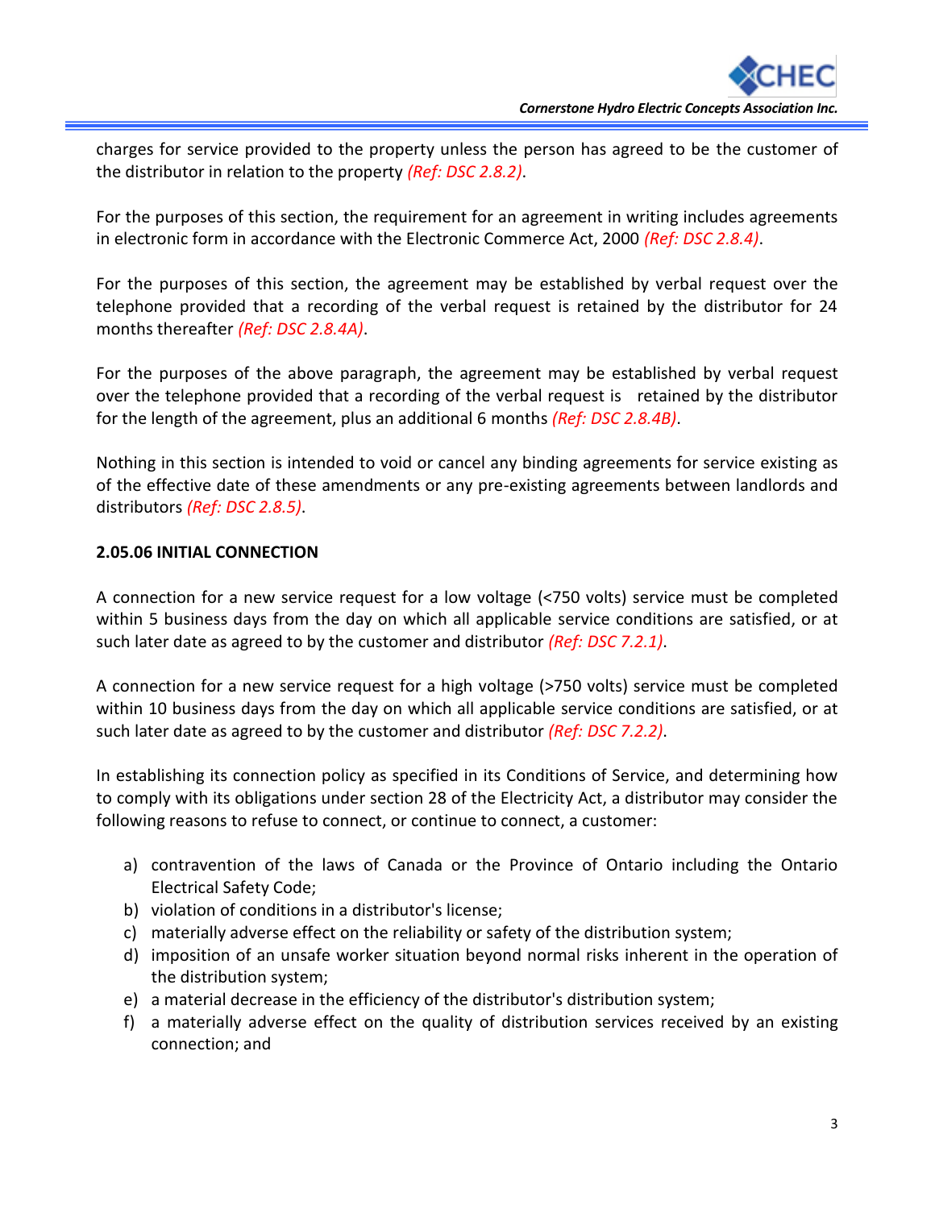charges for service provided to the property unless the person has agreed to be the customer of the distributor in relation to the property *(Ref: DSC 2.8.2)*.

For the purposes of this section, the requirement for an agreement in writing includes agreements in electronic form in accordance with the Electronic Commerce Act, 2000 *(Ref: DSC 2.8.4)*.

For the purposes of this section, the agreement may be established by verbal request over the telephone provided that a recording of the verbal request is retained by the distributor for 24 months thereafter *(Ref: DSC 2.8.4A)*.

For the purposes of the above paragraph, the agreement may be established by verbal request over the telephone provided that a recording of the verbal request is retained by the distributor for the length of the agreement, plus an additional 6 months *(Ref: DSC 2.8.4B)*.

Nothing in this section is intended to void or cancel any binding agreements for service existing as of the effective date of these amendments or any pre-existing agreements between landlords and distributors *(Ref: DSC 2.8.5)*.

**2.05.06 INITIAL CONNECTION**

A connection for a new service request for a low voltage (<750 volts) service must be completed within 5 business days from the day on which all applicable service conditions are satisfied, or at such later date as agreed to by the customer and distributor *(Ref: DSC 7.2.1)*.

A connection for a new service request for a high voltage (>750 volts) service must be completed within 10 business days from the day on which all applicable service conditions are satisfied, or at such later date as agreed to by the customer and distributor *(Ref: DSC 7.2.2)*.

In establishing its connection policy as specified in its Conditions of Service, and determining how to comply with its obligations under section 28 of the Electricity Act, a distributor may consider the following reasons to refuse to connect, or continue to connect, a customer:

a) contravention of the laws of Canada or the Province of Ontario including the Ontario Electrical Safety Code;
b) violation of conditions in a distributor's license;
c) materially adverse effect on the reliability or safety of the distribution system;
d) imposition of an unsafe worker situation beyond normal risks inherent in the operation of the distribution system;
e) a material decrease in the efficiency of the distributor's distribution system;
f) a materially adverse effect on the quality of distribution services received by an existing connection; and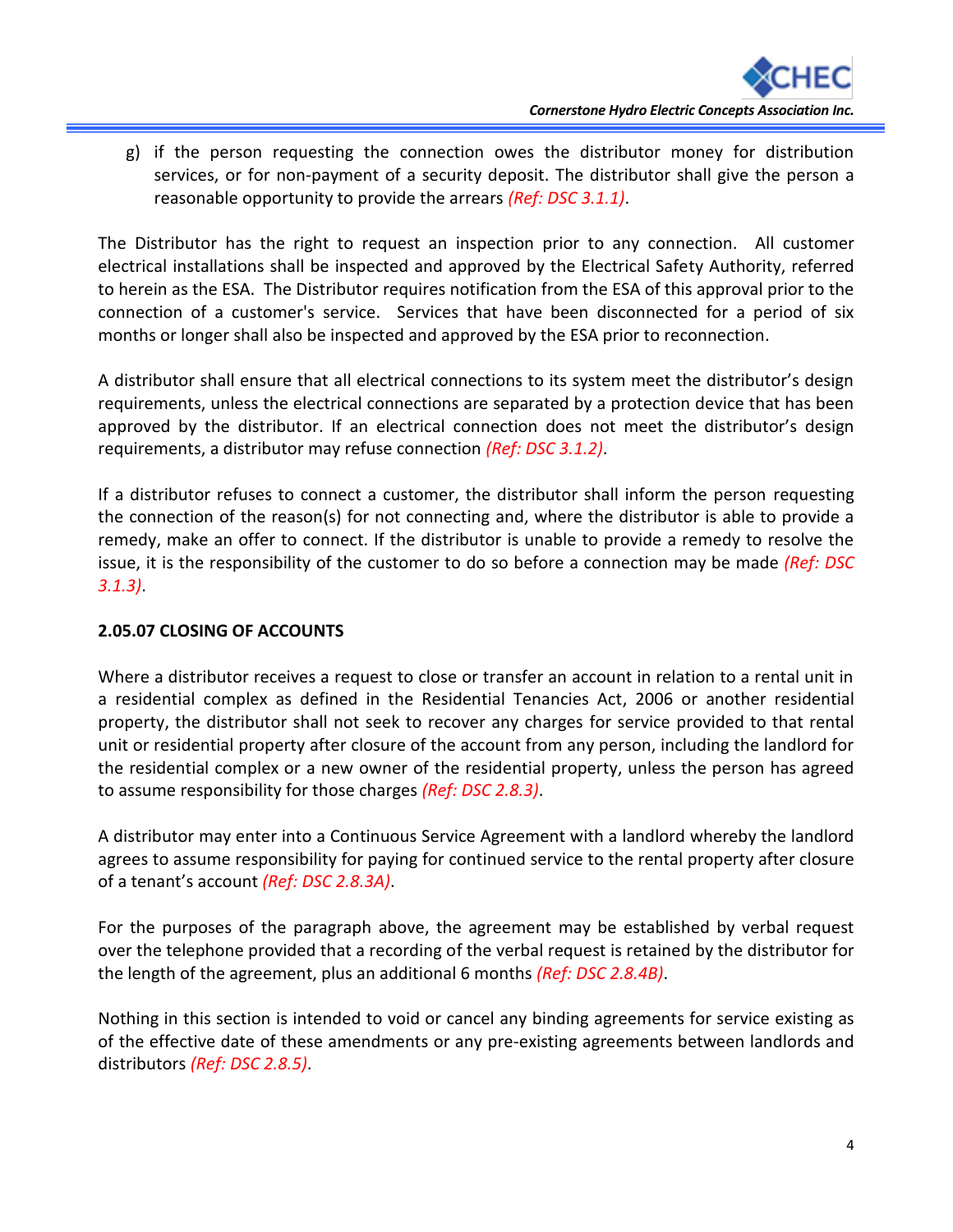g) if the person requesting the connection owes the distributor money for distribution services, or for non-payment of a security deposit. The distributor shall give the person a reasonable opportunity to provide the arrears *(Ref: DSC 3.1.1)*.

The Distributor has the right to request an inspection prior to any connection. All customer electrical installations shall be inspected and approved by the Electrical Safety Authority, referred to herein as the ESA. The Distributor requires notification from the ESA of this approval prior to the connection of a customer's service. Services that have been disconnected for a period of six months or longer shall also be inspected and approved by the ESA prior to reconnection.

A distributor shall ensure that all electrical connections to its system meet the distributor's design requirements, unless the electrical connections are separated by a protection device that has been approved by the distributor. If an electrical connection does not meet the distributor's design requirements, a distributor may refuse connection *(Ref: DSC 3.1.2)*.

If a distributor refuses to connect a customer, the distributor shall inform the person requesting the connection of the reason(s) for not connecting and, where the distributor is able to provide a remedy, make an offer to connect. If the distributor is unable to provide a remedy to resolve the issue, it is the responsibility of the customer to do so before a connection may be made *(Ref: DSC 3.1.3)*.

**2.05.07 CLOSING OF ACCOUNTS**

Where a distributor receives a request to close or transfer an account in relation to a rental unit in a residential complex as defined in the Residential Tenancies Act, 2006 or another residential property, the distributor shall not seek to recover any charges for service provided to that rental unit or residential property after closure of the account from any person, including the landlord for the residential complex or a new owner of the residential property, unless the person has agreed to assume responsibility for those charges *(Ref: DSC 2.8.3)*.

A distributor may enter into a Continuous Service Agreement with a landlord whereby the landlord agrees to assume responsibility for paying for continued service to the rental property after closure of a tenant's account *(Ref: DSC 2.8.3A)*.

For the purposes of the paragraph above, the agreement may be established by verbal request over the telephone provided that a recording of the verbal request is retained by the distributor for the length of the agreement, plus an additional 6 months *(Ref: DSC 2.8.4B)*.

Nothing in this section is intended to void or cancel any binding agreements for service existing as of the effective date of these amendments or any pre-existing agreements between landlords and distributors *(Ref: DSC 2.8.5)*.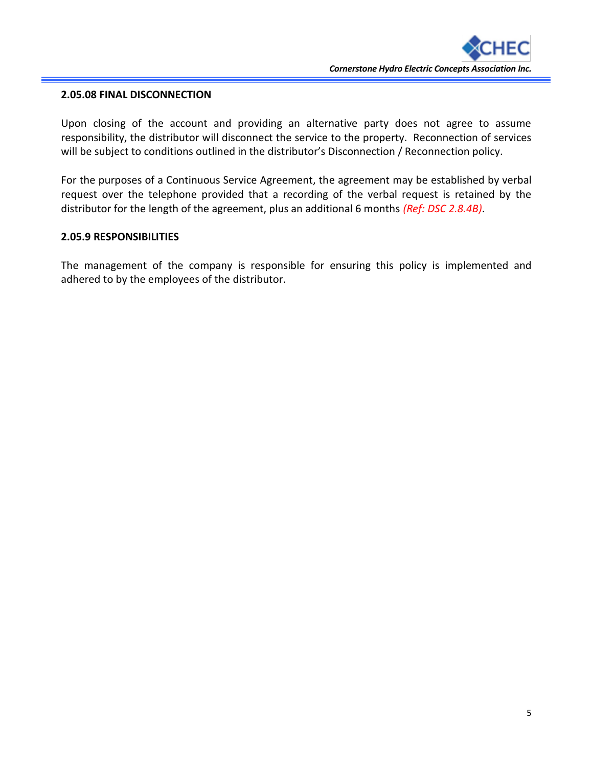### 2.05.08 FINAL DISCONNECTION

Upon closing of the account and providing an alternative party does not agree to assume responsibility, the distributor will disconnect the service to the property. Reconnection of services will be subject to conditions outlined in the distributor's Disconnection / Reconnection policy.

For the purposes of a Continuous Service Agreement, the agreement may be established by verbal request over the telephone provided that a recording of the verbal request is retained by the distributor for the length of the agreement, plus an additional 6 months *(Ref: DSC 2.8.4B)*.

### 2.05.9 RESPONSIBILITIES

The management of the company is responsible for ensuring this policy is implemented and adhered to by the employees of the distributor.